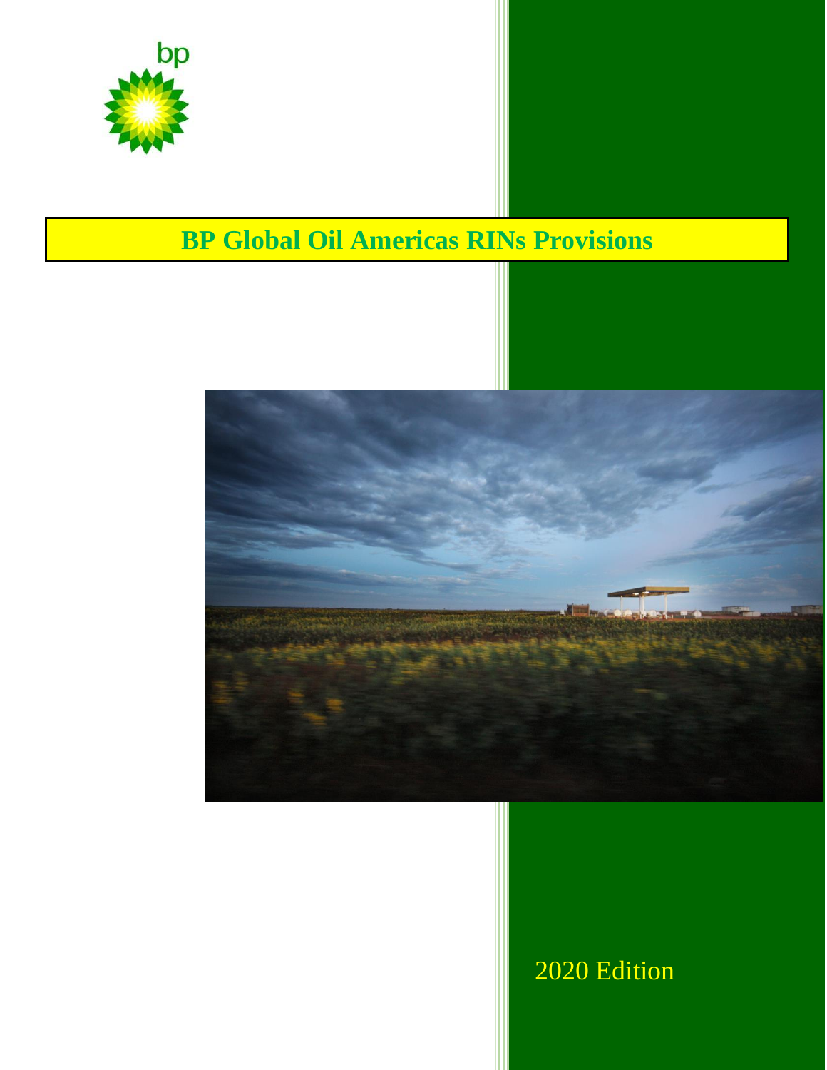# BP Global Oil Americas RINs Provisions

2020 Edition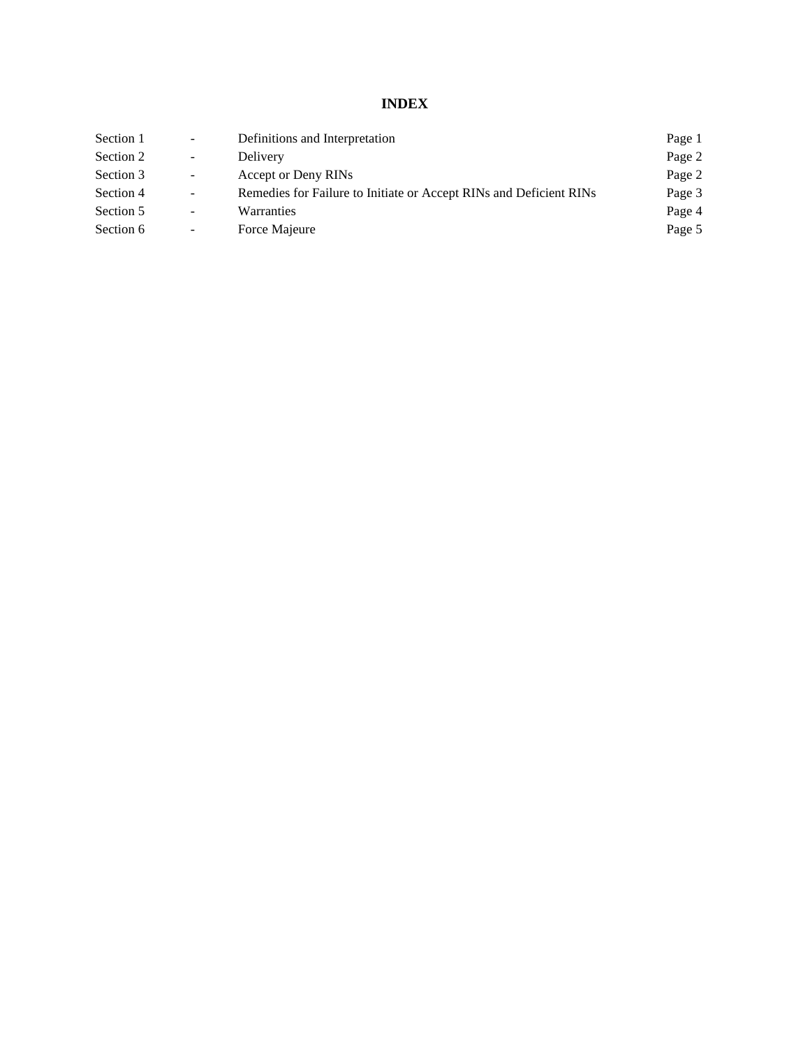# INDEX

| | | | |
|---|---|---|---|
| Section 1 | - | Definitions and Interpretation | Page 1 |
| Section 2 | - | Delivery | Page 2 |
| Section 3 | - | Accept or Deny RINs | Page 2 |
| Section 4 | - | Remedies for Failure to Initiate or Accept RINs and Deficient RINs | Page 3 |
| Section 5 | - | Warranties | Page 4 |
| Section 6 | - | Force Majeure | Page 5 |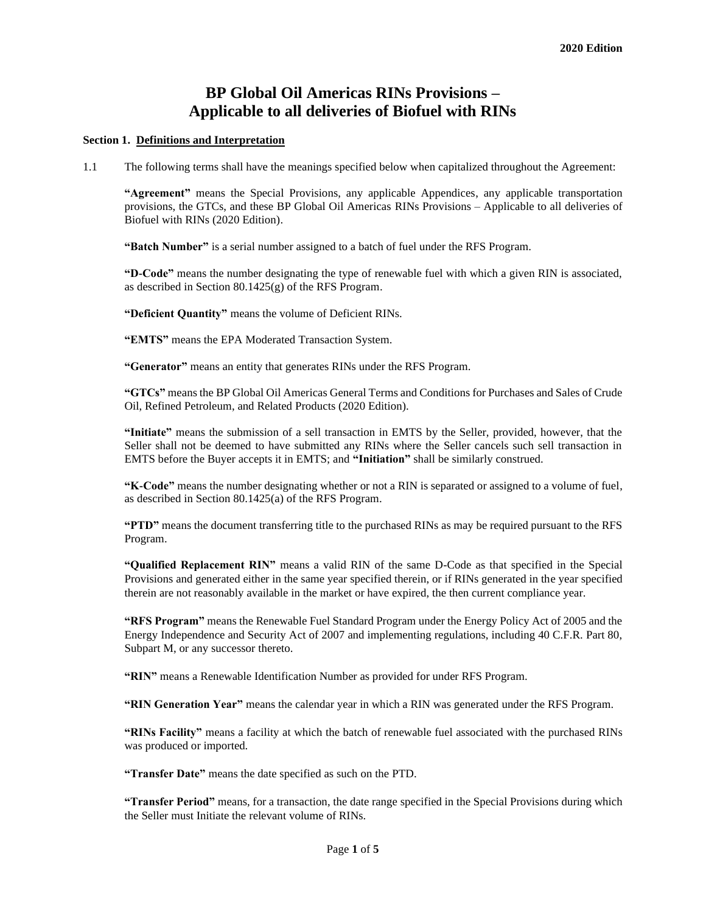# BP Global Oil Americas RINs Provisions – Applicable to all deliveries of Biofuel with RINs

**Section 1. Definitions and Interpretation**

1.1 The following terms shall have the meanings specified below when capitalized throughout the Agreement:

**"Agreement"** means the Special Provisions, any applicable Appendices, any applicable transportation provisions, the GTCs, and these BP Global Oil Americas RINs Provisions – Applicable to all deliveries of Biofuel with RINs (2020 Edition).

**"Batch Number"** is a serial number assigned to a batch of fuel under the RFS Program.

**"D-Code"** means the number designating the type of renewable fuel with which a given RIN is associated, as described in Section 80.1425(g) of the RFS Program.

**"Deficient Quantity"** means the volume of Deficient RINs.

**"EMTS"** means the EPA Moderated Transaction System.

**"Generator"** means an entity that generates RINs under the RFS Program.

**"GTCs"** means the BP Global Oil Americas General Terms and Conditions for Purchases and Sales of Crude Oil, Refined Petroleum, and Related Products (2020 Edition).

**"Initiate"** means the submission of a sell transaction in EMTS by the Seller, provided, however, that the Seller shall not be deemed to have submitted any RINs where the Seller cancels such sell transaction in EMTS before the Buyer accepts it in EMTS; and **"Initiation"** shall be similarly construed.

**"K-Code"** means the number designating whether or not a RIN is separated or assigned to a volume of fuel, as described in Section 80.1425(a) of the RFS Program.

**"PTD"** means the document transferring title to the purchased RINs as may be required pursuant to the RFS Program.

**"Qualified Replacement RIN"** means a valid RIN of the same D-Code as that specified in the Special Provisions and generated either in the same year specified therein, or if RINs generated in the year specified therein are not reasonably available in the market or have expired, the then current compliance year.

**"RFS Program"** means the Renewable Fuel Standard Program under the Energy Policy Act of 2005 and the Energy Independence and Security Act of 2007 and implementing regulations, including 40 C.F.R. Part 80, Subpart M, or any successor thereto.

**"RIN"** means a Renewable Identification Number as provided for under RFS Program.

**"RIN Generation Year"** means the calendar year in which a RIN was generated under the RFS Program.

**"RINs Facility"** means a facility at which the batch of renewable fuel associated with the purchased RINs was produced or imported.

**"Transfer Date"** means the date specified as such on the PTD.

**"Transfer Period"** means, for a transaction, the date range specified in the Special Provisions during which the Seller must Initiate the relevant volume of RINs.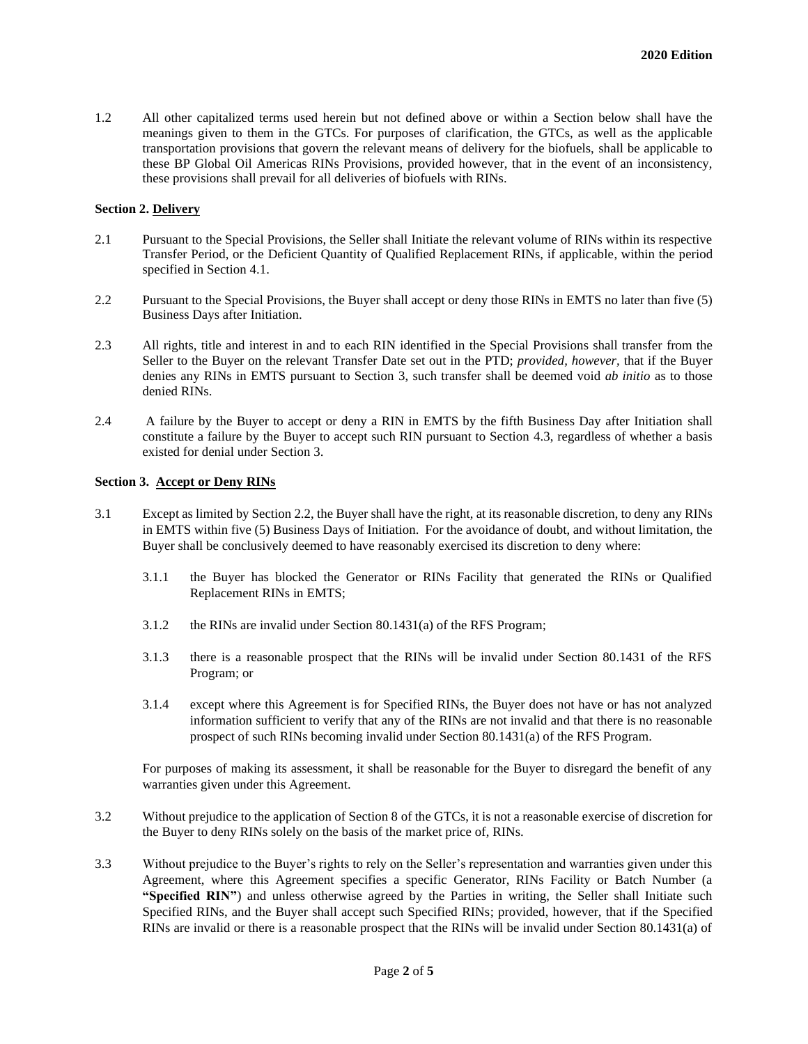1.2 All other capitalized terms used herein but not defined above or within a Section below shall have the meanings given to them in the GTCs. For purposes of clarification, the GTCs, as well as the applicable transportation provisions that govern the relevant means of delivery for the biofuels, shall be applicable to these BP Global Oil Americas RINs Provisions, provided however, that in the event of an inconsistency, these provisions shall prevail for all deliveries of biofuels with RINs.

**Section 2. <u>Delivery</u>**

2.1 Pursuant to the Special Provisions, the Seller shall Initiate the relevant volume of RINs within its respective Transfer Period, or the Deficient Quantity of Qualified Replacement RINs, if applicable, within the period specified in Section 4.1.

2.2 Pursuant to the Special Provisions, the Buyer shall accept or deny those RINs in EMTS no later than five (5) Business Days after Initiation.

2.3 All rights, title and interest in and to each RIN identified in the Special Provisions shall transfer from the Seller to the Buyer on the relevant Transfer Date set out in the PTD; *provided, however,* that if the Buyer denies any RINs in EMTS pursuant to Section 3, such transfer shall be deemed void *ab initio* as to those denied RINs.

2.4 A failure by the Buyer to accept or deny a RIN in EMTS by the fifth Business Day after Initiation shall constitute a failure by the Buyer to accept such RIN pursuant to Section 4.3, regardless of whether a basis existed for denial under Section 3.

**Section 3. <u>Accept or Deny RINs</u>**

3.1 Except as limited by Section 2.2, the Buyer shall have the right, at its reasonable discretion, to deny any RINs in EMTS within five (5) Business Days of Initiation. For the avoidance of doubt, and without limitation, the Buyer shall be conclusively deemed to have reasonably exercised its discretion to deny where:

 3.1.1 the Buyer has blocked the Generator or RINs Facility that generated the RINs or Qualified Replacement RINs in EMTS;

 3.1.2 the RINs are invalid under Section 80.1431(a) of the RFS Program;

 3.1.3 there is a reasonable prospect that the RINs will be invalid under Section 80.1431 of the RFS Program; or

 3.1.4 except where this Agreement is for Specified RINs, the Buyer does not have or has not analyzed information sufficient to verify that any of the RINs are not invalid and that there is no reasonable prospect of such RINs becoming invalid under Section 80.1431(a) of the RFS Program.

For purposes of making its assessment, it shall be reasonable for the Buyer to disregard the benefit of any warranties given under this Agreement.

3.2 Without prejudice to the application of Section 8 of the GTCs, it is not a reasonable exercise of discretion for the Buyer to deny RINs solely on the basis of the market price of, RINs.

3.3 Without prejudice to the Buyer's rights to rely on the Seller's representation and warranties given under this Agreement, where this Agreement specifies a specific Generator, RINs Facility or Batch Number (a **"Specified RIN"**) and unless otherwise agreed by the Parties in writing, the Seller shall Initiate such Specified RINs, and the Buyer shall accept such Specified RINs; provided, however, that if the Specified RINs are invalid or there is a reasonable prospect that the RINs will be invalid under Section 80.1431(a) of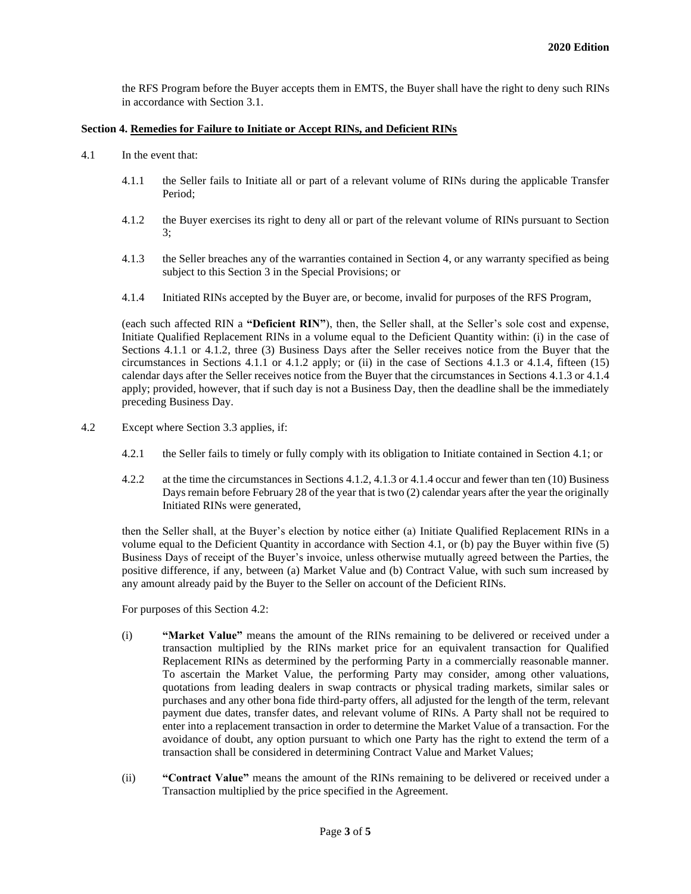the RFS Program before the Buyer accepts them in EMTS, the Buyer shall have the right to deny such RINs in accordance with Section 3.1.

**Section 4. Remedies for Failure to Initiate or Accept RINs, and Deficient RINs**

4.1 In the event that:

4.1.1 the Seller fails to Initiate all or part of a relevant volume of RINs during the applicable Transfer Period;

4.1.2 the Buyer exercises its right to deny all or part of the relevant volume of RINs pursuant to Section 3;

4.1.3 the Seller breaches any of the warranties contained in Section 4, or any warranty specified as being subject to this Section 3 in the Special Provisions; or

4.1.4 Initiated RINs accepted by the Buyer are, or become, invalid for purposes of the RFS Program,

(each such affected RIN a **"Deficient RIN"**), then, the Seller shall, at the Seller's sole cost and expense, Initiate Qualified Replacement RINs in a volume equal to the Deficient Quantity within: (i) in the case of Sections 4.1.1 or 4.1.2, three (3) Business Days after the Seller receives notice from the Buyer that the circumstances in Sections 4.1.1 or 4.1.2 apply; or (ii) in the case of Sections 4.1.3 or 4.1.4, fifteen (15) calendar days after the Seller receives notice from the Buyer that the circumstances in Sections 4.1.3 or 4.1.4 apply; provided, however, that if such day is not a Business Day, then the deadline shall be the immediately preceding Business Day.

4.2 Except where Section 3.3 applies, if:

4.2.1 the Seller fails to timely or fully comply with its obligation to Initiate contained in Section 4.1; or

4.2.2 at the time the circumstances in Sections 4.1.2, 4.1.3 or 4.1.4 occur and fewer than ten (10) Business Days remain before February 28 of the year that is two (2) calendar years after the year the originally Initiated RINs were generated,

then the Seller shall, at the Buyer's election by notice either (a) Initiate Qualified Replacement RINs in a volume equal to the Deficient Quantity in accordance with Section 4.1, or (b) pay the Buyer within five (5) Business Days of receipt of the Buyer's invoice, unless otherwise mutually agreed between the Parties, the positive difference, if any, between (a) Market Value and (b) Contract Value, with such sum increased by any amount already paid by the Buyer to the Seller on account of the Deficient RINs.

For purposes of this Section 4.2:

(i) **"Market Value"** means the amount of the RINs remaining to be delivered or received under a transaction multiplied by the RINs market price for an equivalent transaction for Qualified Replacement RINs as determined by the performing Party in a commercially reasonable manner. To ascertain the Market Value, the performing Party may consider, among other valuations, quotations from leading dealers in swap contracts or physical trading markets, similar sales or purchases and any other bona fide third-party offers, all adjusted for the length of the term, relevant payment due dates, transfer dates, and relevant volume of RINs. A Party shall not be required to enter into a replacement transaction in order to determine the Market Value of a transaction. For the avoidance of doubt, any option pursuant to which one Party has the right to extend the term of a transaction shall be considered in determining Contract Value and Market Values;

(ii) **"Contract Value"** means the amount of the RINs remaining to be delivered or received under a Transaction multiplied by the price specified in the Agreement.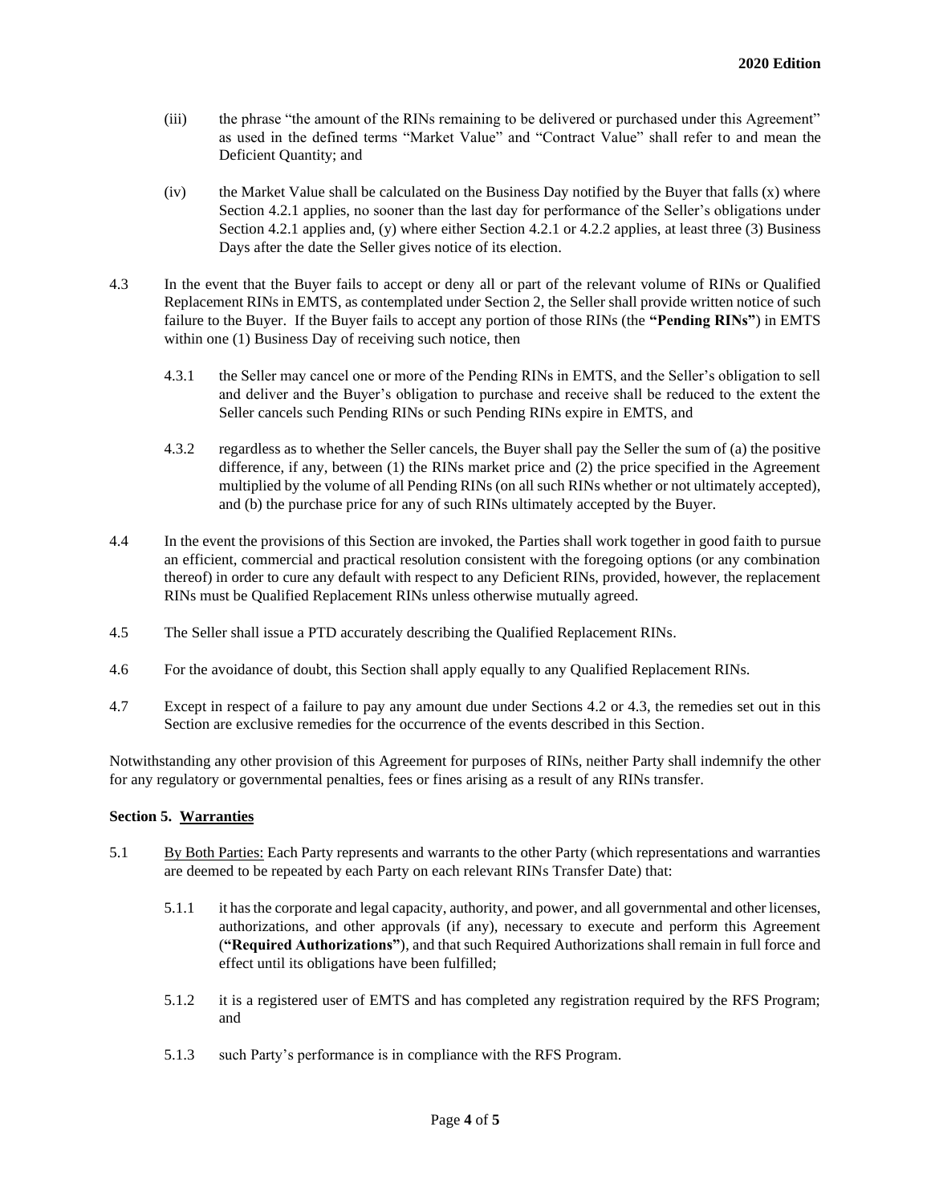(iii) the phrase "the amount of the RINs remaining to be delivered or purchased under this Agreement" as used in the defined terms "Market Value" and "Contract Value" shall refer to and mean the Deficient Quantity; and

(iv) the Market Value shall be calculated on the Business Day notified by the Buyer that falls (x) where Section 4.2.1 applies, no sooner than the last day for performance of the Seller's obligations under Section 4.2.1 applies and, (y) where either Section 4.2.1 or 4.2.2 applies, at least three (3) Business Days after the date the Seller gives notice of its election.

4.3 In the event that the Buyer fails to accept or deny all or part of the relevant volume of RINs or Qualified Replacement RINs in EMTS, as contemplated under Section 2, the Seller shall provide written notice of such failure to the Buyer. If the Buyer fails to accept any portion of those RINs (the **"Pending RINs"**) in EMTS within one (1) Business Day of receiving such notice, then

4.3.1 the Seller may cancel one or more of the Pending RINs in EMTS, and the Seller's obligation to sell and deliver and the Buyer's obligation to purchase and receive shall be reduced to the extent the Seller cancels such Pending RINs or such Pending RINs expire in EMTS, and

4.3.2 regardless as to whether the Seller cancels, the Buyer shall pay the Seller the sum of (a) the positive difference, if any, between (1) the RINs market price and (2) the price specified in the Agreement multiplied by the volume of all Pending RINs (on all such RINs whether or not ultimately accepted), and (b) the purchase price for any of such RINs ultimately accepted by the Buyer.

4.4 In the event the provisions of this Section are invoked, the Parties shall work together in good faith to pursue an efficient, commercial and practical resolution consistent with the foregoing options (or any combination thereof) in order to cure any default with respect to any Deficient RINs, provided, however, the replacement RINs must be Qualified Replacement RINs unless otherwise mutually agreed.

4.5 The Seller shall issue a PTD accurately describing the Qualified Replacement RINs.

4.6 For the avoidance of doubt, this Section shall apply equally to any Qualified Replacement RINs.

4.7 Except in respect of a failure to pay any amount due under Sections 4.2 or 4.3, the remedies set out in this Section are exclusive remedies for the occurrence of the events described in this Section.

Notwithstanding any other provision of this Agreement for purposes of RINs, neither Party shall indemnify the other for any regulatory or governmental penalties, fees or fines arising as a result of any RINs transfer.

**Section 5. Warranties**

5.1 By Both Parties: Each Party represents and warrants to the other Party (which representations and warranties are deemed to be repeated by each Party on each relevant RINs Transfer Date) that:

5.1.1 it has the corporate and legal capacity, authority, and power, and all governmental and other licenses, authorizations, and other approvals (if any), necessary to execute and perform this Agreement (**"Required Authorizations"**), and that such Required Authorizations shall remain in full force and effect until its obligations have been fulfilled;

5.1.2 it is a registered user of EMTS and has completed any registration required by the RFS Program; and

5.1.3 such Party's performance is in compliance with the RFS Program.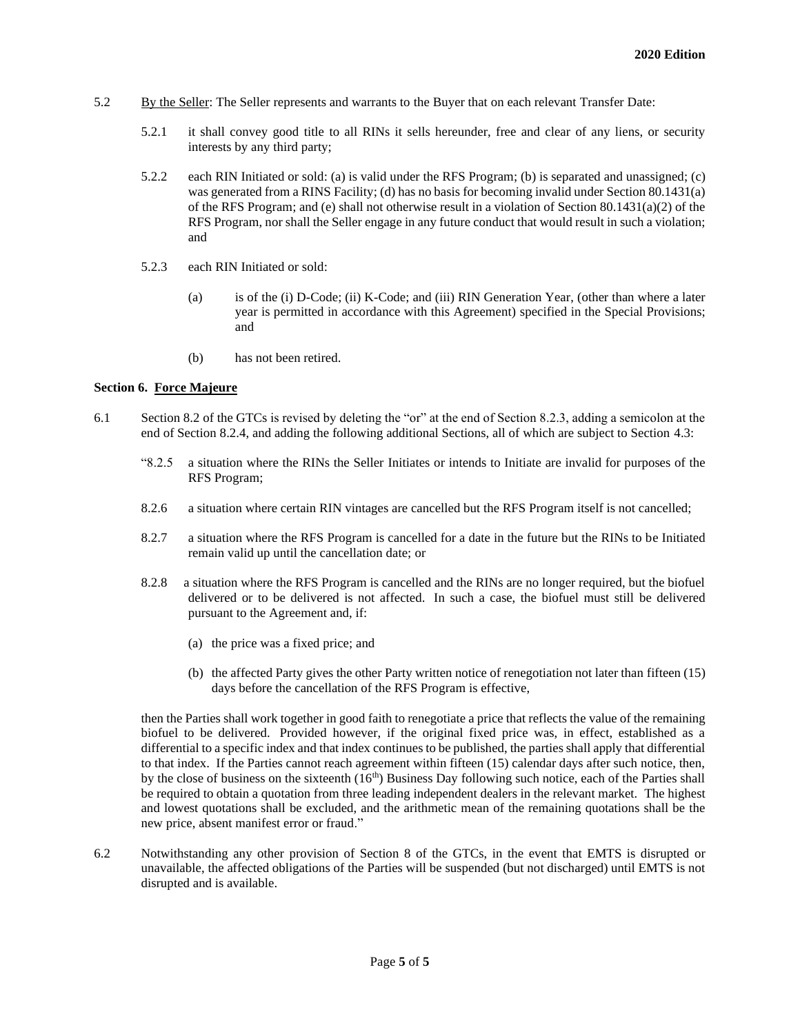5.2 By the Seller: The Seller represents and warrants to the Buyer that on each relevant Transfer Date:

5.2.1 it shall convey good title to all RINs it sells hereunder, free and clear of any liens, or security interests by any third party;

5.2.2 each RIN Initiated or sold: (a) is valid under the RFS Program; (b) is separated and unassigned; (c) was generated from a RINS Facility; (d) has no basis for becoming invalid under Section 80.1431(a) of the RFS Program; and (e) shall not otherwise result in a violation of Section 80.1431(a)(2) of the RFS Program, nor shall the Seller engage in any future conduct that would result in such a violation; and

5.2.3 each RIN Initiated or sold:

(a) is of the (i) D-Code; (ii) K-Code; and (iii) RIN Generation Year, (other than where a later year is permitted in accordance with this Agreement) specified in the Special Provisions; and

(b) has not been retired.

**Section 6. Force Majeure**

6.1 Section 8.2 of the GTCs is revised by deleting the "or" at the end of Section 8.2.3, adding a semicolon at the end of Section 8.2.4, and adding the following additional Sections, all of which are subject to Section 4.3:

"8.2.5 a situation where the RINs the Seller Initiates or intends to Initiate are invalid for purposes of the RFS Program;

8.2.6 a situation where certain RIN vintages are cancelled but the RFS Program itself is not cancelled;

8.2.7 a situation where the RFS Program is cancelled for a date in the future but the RINs to be Initiated remain valid up until the cancellation date; or

8.2.8 a situation where the RFS Program is cancelled and the RINs are no longer required, but the biofuel delivered or to be delivered is not affected. In such a case, the biofuel must still be delivered pursuant to the Agreement and, if:

(a) the price was a fixed price; and

(b) the affected Party gives the other Party written notice of renegotiation not later than fifteen (15) days before the cancellation of the RFS Program is effective,

then the Parties shall work together in good faith to renegotiate a price that reflects the value of the remaining biofuel to be delivered. Provided however, if the original fixed price was, in effect, established as a differential to a specific index and that index continues to be published, the parties shall apply that differential to that index. If the Parties cannot reach agreement within fifteen (15) calendar days after such notice, then, by the close of business on the sixteenth (16th) Business Day following such notice, each of the Parties shall be required to obtain a quotation from three leading independent dealers in the relevant market. The highest and lowest quotations shall be excluded, and the arithmetic mean of the remaining quotations shall be the new price, absent manifest error or fraud."

6.2 Notwithstanding any other provision of Section 8 of the GTCs, in the event that EMTS is disrupted or unavailable, the affected obligations of the Parties will be suspended (but not discharged) until EMTS is not disrupted and is available.